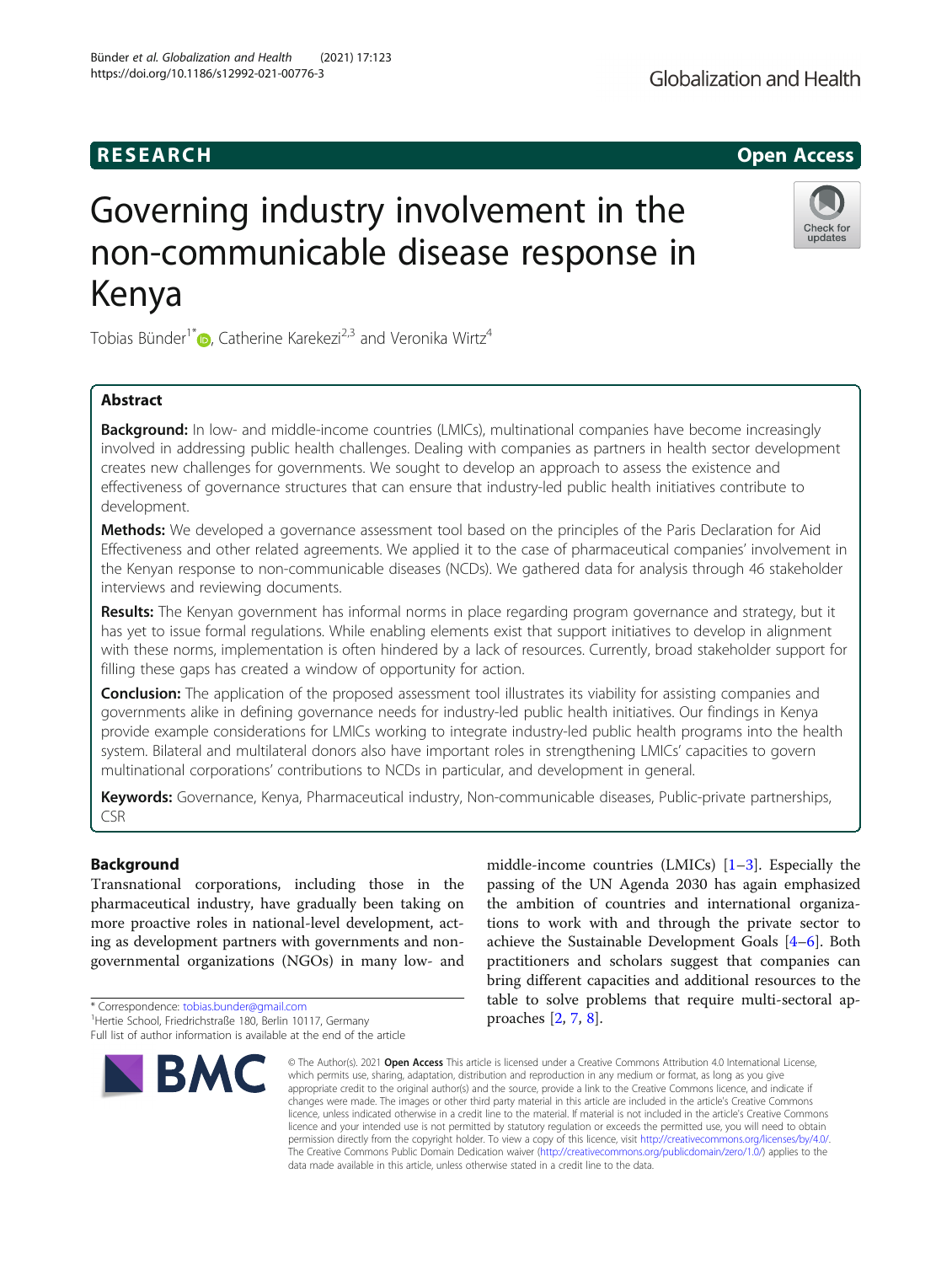RESEARCH

Open Access

# Governing industry involvement in the non-communicable disease response in Kenya

Tobias Bünder[1*], Catherine Karekezi[2,3] and Veronika Wirtz[4]

## Abstract

**Background:** In low- and middle-income countries (LMICs), multinational companies have become increasingly involved in addressing public health challenges. Dealing with companies as partners in health sector development creates new challenges for governments. We sought to develop an approach to assess the existence and effectiveness of governance structures that can ensure that industry-led public health initiatives contribute to development.

**Methods:** We developed a governance assessment tool based on the principles of the Paris Declaration for Aid Effectiveness and other related agreements. We applied it to the case of pharmaceutical companies' involvement in the Kenyan response to non-communicable diseases (NCDs). We gathered data for analysis through 46 stakeholder interviews and reviewing documents.

**Results:** The Kenyan government has informal norms in place regarding program governance and strategy, but it has yet to issue formal regulations. While enabling elements exist that support initiatives to develop in alignment with these norms, implementation is often hindered by a lack of resources. Currently, broad stakeholder support for filling these gaps has created a window of opportunity for action.

**Conclusion:** The application of the proposed assessment tool illustrates its viability for assisting companies and governments alike in defining governance needs for industry-led public health initiatives. Our findings in Kenya provide example considerations for LMICs working to integrate industry-led public health programs into the health system. Bilateral and multilateral donors also have important roles in strengthening LMICs' capacities to govern multinational corporations' contributions to NCDs in particular, and development in general.

**Keywords:** Governance, Kenya, Pharmaceutical industry, Non-communicable diseases, Public-private partnerships, CSR

## Background

Transnational corporations, including those in the pharmaceutical industry, have gradually been taking on more proactive roles in national-level development, acting as development partners with governments and non-governmental organizations (NGOs) in many low- and middle-income countries (LMICs) [1–3]. Especially the passing of the UN Agenda 2030 has again emphasized the ambition of countries and international organizations to work with and through the private sector to achieve the Sustainable Development Goals [4–6]. Both practitioners and scholars suggest that companies can bring different capacities and additional resources to the table to solve problems that require multi-sectoral approaches [2, 7, 8].

\* Correspondence: tobias.bunder@gmail.com
[1]Hertie School, Friedrichstraße 180, Berlin 10117, Germany
Full list of author information is available at the end of the article

© The Author(s). 2021 **Open Access** This article is licensed under a Creative Commons Attribution 4.0 International License, which permits use, sharing, adaptation, distribution and reproduction in any medium or format, as long as you give appropriate credit to the original author(s) and the source, provide a link to the Creative Commons licence, and indicate if changes were made. The images or other third party material in this article are included in the article's Creative Commons licence, unless indicated otherwise in a credit line to the material. If material is not included in the article's Creative Commons licence and your intended use is not permitted by statutory regulation or exceeds the permitted use, you will need to obtain permission directly from the copyright holder. To view a copy of this licence, visit http://creativecommons.org/licenses/by/4.0/. The Creative Commons Public Domain Dedication waiver (http://creativecommons.org/publicdomain/zero/1.0/) applies to the data made available in this article, unless otherwise stated in a credit line to the data.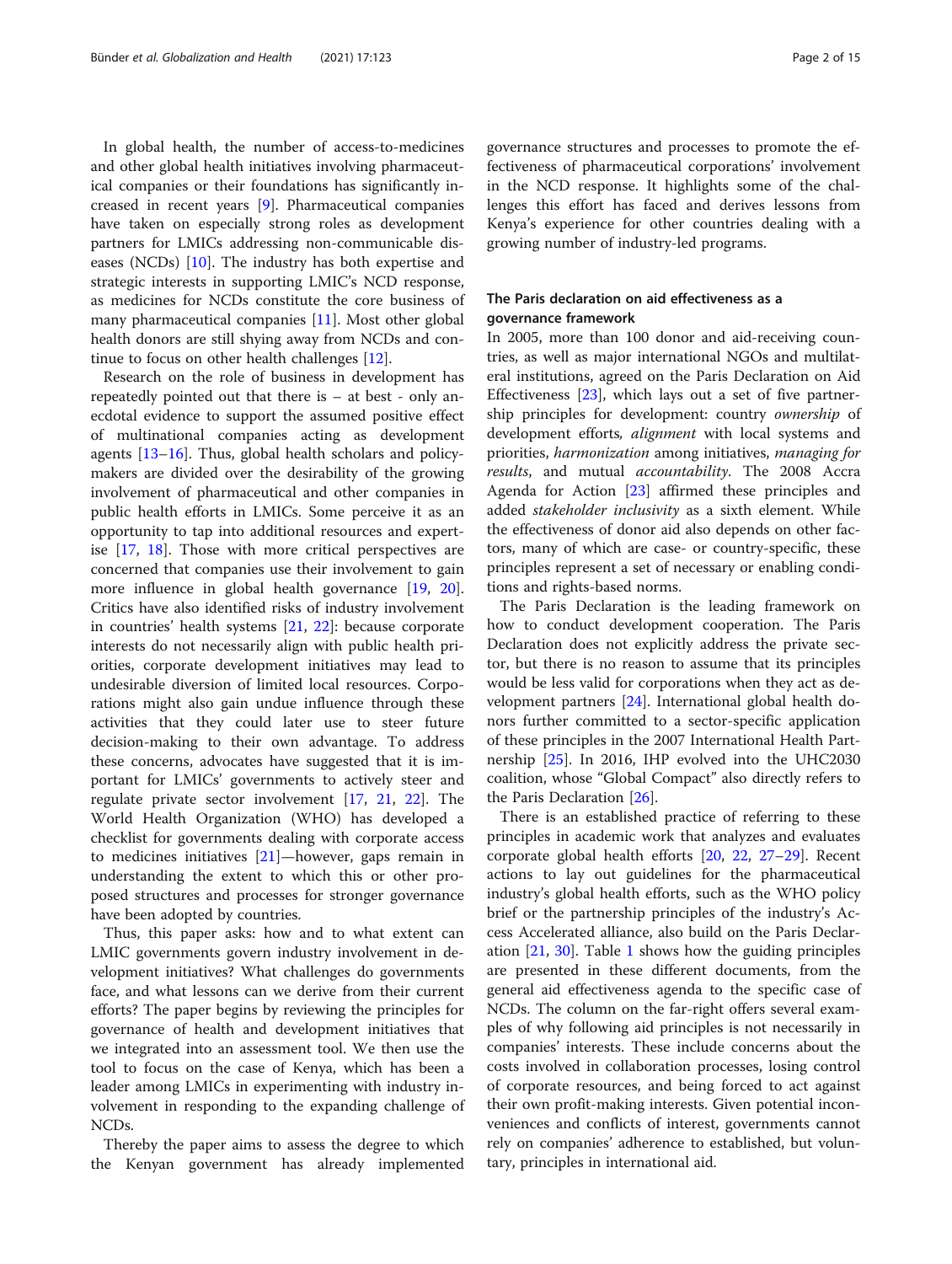In global health, the number of access-to-medicines and other global health initiatives involving pharmaceutical companies or their foundations has significantly increased in recent years [9]. Pharmaceutical companies have taken on especially strong roles as development partners for LMICs addressing non-communicable diseases (NCDs) [10]. The industry has both expertise and strategic interests in supporting LMIC's NCD response, as medicines for NCDs constitute the core business of many pharmaceutical companies [11]. Most other global health donors are still shying away from NCDs and continue to focus on other health challenges [12].

Research on the role of business in development has repeatedly pointed out that there is – at best - only anecdotal evidence to support the assumed positive effect of multinational companies acting as development agents [13–16]. Thus, global health scholars and policymakers are divided over the desirability of the growing involvement of pharmaceutical and other companies in public health efforts in LMICs. Some perceive it as an opportunity to tap into additional resources and expertise [17, 18]. Those with more critical perspectives are concerned that companies use their involvement to gain more influence in global health governance [19, 20]. Critics have also identified risks of industry involvement in countries' health systems [21, 22]: because corporate interests do not necessarily align with public health priorities, corporate development initiatives may lead to undesirable diversion of limited local resources. Corporations might also gain undue influence through these activities that they could later use to steer future decision-making to their own advantage. To address these concerns, advocates have suggested that it is important for LMICs' governments to actively steer and regulate private sector involvement [17, 21, 22]. The World Health Organization (WHO) has developed a checklist for governments dealing with corporate access to medicines initiatives [21]—however, gaps remain in understanding the extent to which this or other proposed structures and processes for stronger governance have been adopted by countries.

Thus, this paper asks: how and to what extent can LMIC governments govern industry involvement in development initiatives? What challenges do governments face, and what lessons can we derive from their current efforts? The paper begins by reviewing the principles for governance of health and development initiatives that we integrated into an assessment tool. We then use the tool to focus on the case of Kenya, which has been a leader among LMICs in experimenting with industry involvement in responding to the expanding challenge of NCDs.

Thereby the paper aims to assess the degree to which the Kenyan government has already implemented governance structures and processes to promote the effectiveness of pharmaceutical corporations' involvement in the NCD response. It highlights some of the challenges this effort has faced and derives lessons from Kenya's experience for other countries dealing with a growing number of industry-led programs.

## The Paris declaration on aid effectiveness as a governance framework

In 2005, more than 100 donor and aid-receiving countries, as well as major international NGOs and multilateral institutions, agreed on the Paris Declaration on Aid Effectiveness [23], which lays out a set of five partnership principles for development: country *ownership* of development efforts, *alignment* with local systems and priorities, *harmonization* among initiatives, *managing for results*, and mutual *accountability*. The 2008 Accra Agenda for Action [23] affirmed these principles and added *stakeholder inclusivity* as a sixth element. While the effectiveness of donor aid also depends on other factors, many of which are case- or country-specific, these principles represent a set of necessary or enabling conditions and rights-based norms.

The Paris Declaration is the leading framework on how to conduct development cooperation. The Paris Declaration does not explicitly address the private sector, but there is no reason to assume that its principles would be less valid for corporations when they act as development partners [24]. International global health donors further committed to a sector-specific application of these principles in the 2007 International Health Partnership [25]. In 2016, IHP evolved into the UHC2030 coalition, whose "Global Compact" also directly refers to the Paris Declaration [26].

There is an established practice of referring to these principles in academic work that analyzes and evaluates corporate global health efforts [20, 22, 27–29]. Recent actions to lay out guidelines for the pharmaceutical industry's global health efforts, such as the WHO policy brief or the partnership principles of the industry's Access Accelerated alliance, also build on the Paris Declaration [21, 30]. Table 1 shows how the guiding principles are presented in these different documents, from the general aid effectiveness agenda to the specific case of NCDs. The column on the far-right offers several examples of why following aid principles is not necessarily in companies' interests. These include concerns about the costs involved in collaboration processes, losing control of corporate resources, and being forced to act against their own profit-making interests. Given potential inconveniences and conflicts of interest, governments cannot rely on companies' adherence to established, but voluntary, principles in international aid.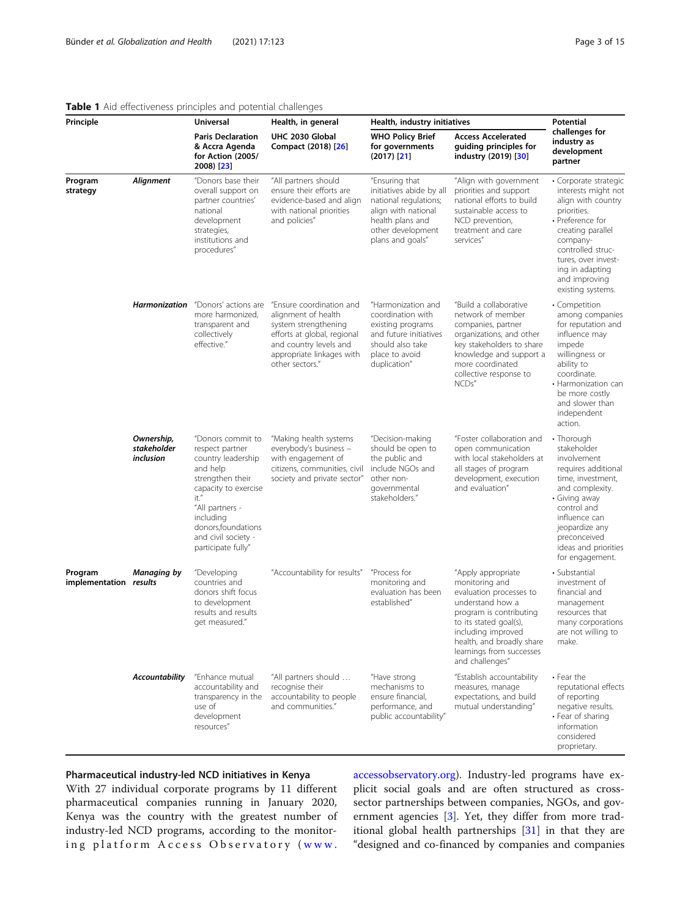**Table 1** Aid effectiveness principles and potential challenges

| Principle | | Universal | Health, in general | Health, industry initiatives | | Potential challenges for industry as development partner |
|---|---|---|---|---|---|---|
| | | **Paris Declaration & Accra Agenda for Action (2005/ 2008) [23]** | **UHC 2030 Global Compact (2018) [26]** | **WHO Policy Brief for governments (2017) [21]** | **Access Accelerated guiding principles for industry (2019) [30]** | |
| **Program strategy** | ***Alignment*** | "Donors base their overall support on partner countries' national development strategies, institutions and procedures" | "All partners should ensure their efforts are evidence-based and align with national priorities and policies" | "Ensuring that initiatives abide by all national regulations; align with national health plans and other development plans and goals" | "Align with government priorities and support national efforts to build sustainable access to NCD prevention, treatment and care services" | • Corporate strategic interests might not align with country priorities. • Preference for creating parallel company-controlled structures, over investing in adapting and improving existing systems. |
| | ***Harmonization*** | "Donors' actions are more harmonized, transparent and collectively effective." | "Ensure coordination and alignment of health system strengthening efforts at global, regional and country levels and appropriate linkages with other sectors." | "Harmonization and coordination with existing programs and future initiatives should also take place to avoid duplication" | "Build a collaborative network of member companies, partner organizations, and other key stakeholders to share knowledge and support a more coordinated collective response to NCDs" | • Competition among companies for reputation and influence may impede willingness or ability to coordinate. • Harmonization can be more costly and slower than independent action. |
| | ***Ownership, stakeholder inclusion*** | "Donors commit to respect partner country leadership and help strengthen their capacity to exercise it." "All partners - including donors,foundations and civil society - participate fully" | "Making health systems everybody's business – with engagement of citizens, communities, civil society and private sector" | "Decision-making should be open to the public and include NGOs and other non-governmental stakeholders." | "Foster collaboration and open communication with local stakeholders at all stages of program development, execution and evaluation" | • Thorough stakeholder involvement requires additional time, investment, and complexity. • Giving away control and influence can jeopardize any preconceived ideas and priorities for engagement. |
| **Program implementation** | ***Managing by results*** | "Developing countries and donors shift focus to development results and results get measured." | "Accountability for results" | "Process for monitoring and evaluation has been established" | "Apply appropriate monitoring and evaluation processes to understand how a program is contributing to its stated goal(s), including improved health, and broadly share learnings from successes and challenges" | • Substantial investment of financial and management resources that many corporations are not willing to make. |
| | ***Accountability*** | "Enhance mutual accountability and transparency in the use of development resources" | "All partners should … recognise their accountability to people and communities." | "Have strong mechanisms to ensure financial, performance, and public accountability" | "Establish accountability measures, manage expectations, and build mutual understanding" | • Fear the reputational effects of reporting negative results. • Fear of sharing information considered proprietary. |

### Pharmaceutical industry-led NCD initiatives in Kenya

With 27 individual corporate programs by 11 different pharmaceutical companies running in January 2020, Kenya was the country with the greatest number of industry-led NCD programs, according to the monitoring platform Access Observatory (www.accessobservatory.org). Industry-led programs have explicit social goals and are often structured as cross-sector partnerships between companies, NGOs, and government agencies [3]. Yet, they differ from more traditional global health partnerships [31] in that they are "designed and co-financed by companies and companies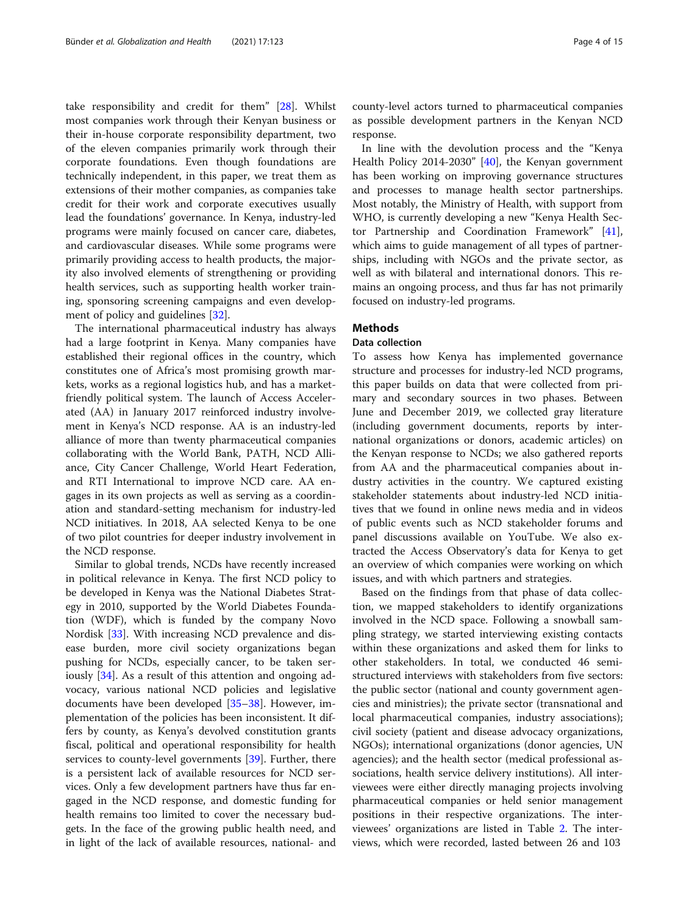take responsibility and credit for them" [28]. Whilst most companies work through their Kenyan business or their in-house corporate responsibility department, two of the eleven companies primarily work through their corporate foundations. Even though foundations are technically independent, in this paper, we treat them as extensions of their mother companies, as companies take credit for their work and corporate executives usually lead the foundations' governance. In Kenya, industry-led programs were mainly focused on cancer care, diabetes, and cardiovascular diseases. While some programs were primarily providing access to health products, the majority also involved elements of strengthening or providing health services, such as supporting health worker training, sponsoring screening campaigns and even development of policy and guidelines [32].

The international pharmaceutical industry has always had a large footprint in Kenya. Many companies have established their regional offices in the country, which constitutes one of Africa's most promising growth markets, works as a regional logistics hub, and has a market-friendly political system. The launch of Access Accelerated (AA) in January 2017 reinforced industry involvement in Kenya's NCD response. AA is an industry-led alliance of more than twenty pharmaceutical companies collaborating with the World Bank, PATH, NCD Alliance, City Cancer Challenge, World Heart Federation, and RTI International to improve NCD care. AA engages in its own projects as well as serving as a coordination and standard-setting mechanism for industry-led NCD initiatives. In 2018, AA selected Kenya to be one of two pilot countries for deeper industry involvement in the NCD response.

Similar to global trends, NCDs have recently increased in political relevance in Kenya. The first NCD policy to be developed in Kenya was the National Diabetes Strategy in 2010, supported by the World Diabetes Foundation (WDF), which is funded by the company Novo Nordisk [33]. With increasing NCD prevalence and disease burden, more civil society organizations began pushing for NCDs, especially cancer, to be taken seriously [34]. As a result of this attention and ongoing advocacy, various national NCD policies and legislative documents have been developed [35–38]. However, implementation of the policies has been inconsistent. It differs by county, as Kenya's devolved constitution grants fiscal, political and operational responsibility for health services to county-level governments [39]. Further, there is a persistent lack of available resources for NCD services. Only a few development partners have thus far engaged in the NCD response, and domestic funding for health remains too limited to cover the necessary budgets. In the face of the growing public health need, and in light of the lack of available resources, national- and county-level actors turned to pharmaceutical companies as possible development partners in the Kenyan NCD response.

In line with the devolution process and the "Kenya Health Policy 2014-2030" [40], the Kenyan government has been working on improving governance structures and processes to manage health sector partnerships. Most notably, the Ministry of Health, with support from WHO, is currently developing a new "Kenya Health Sector Partnership and Coordination Framework" [41], which aims to guide management of all types of partnerships, including with NGOs and the private sector, as well as with bilateral and international donors. This remains an ongoing process, and thus far has not primarily focused on industry-led programs.

## Methods

### Data collection

To assess how Kenya has implemented governance structure and processes for industry-led NCD programs, this paper builds on data that were collected from primary and secondary sources in two phases. Between June and December 2019, we collected gray literature (including government documents, reports by international organizations or donors, academic articles) on the Kenyan response to NCDs; we also gathered reports from AA and the pharmaceutical companies about industry activities in the country. We captured existing stakeholder statements about industry-led NCD initiatives that we found in online news media and in videos of public events such as NCD stakeholder forums and panel discussions available on YouTube. We also extracted the Access Observatory's data for Kenya to get an overview of which companies were working on which issues, and with which partners and strategies.

Based on the findings from that phase of data collection, we mapped stakeholders to identify organizations involved in the NCD space. Following a snowball sampling strategy, we started interviewing existing contacts within these organizations and asked them for links to other stakeholders. In total, we conducted 46 semi-structured interviews with stakeholders from five sectors: the public sector (national and county government agencies and ministries); the private sector (transnational and local pharmaceutical companies, industry associations); civil society (patient and disease advocacy organizations, NGOs); international organizations (donor agencies, UN agencies); and the health sector (medical professional associations, health service delivery institutions). All interviewees were either directly managing projects involving pharmaceutical companies or held senior management positions in their respective organizations. The interviewees' organizations are listed in Table 2. The interviews, which were recorded, lasted between 26 and 103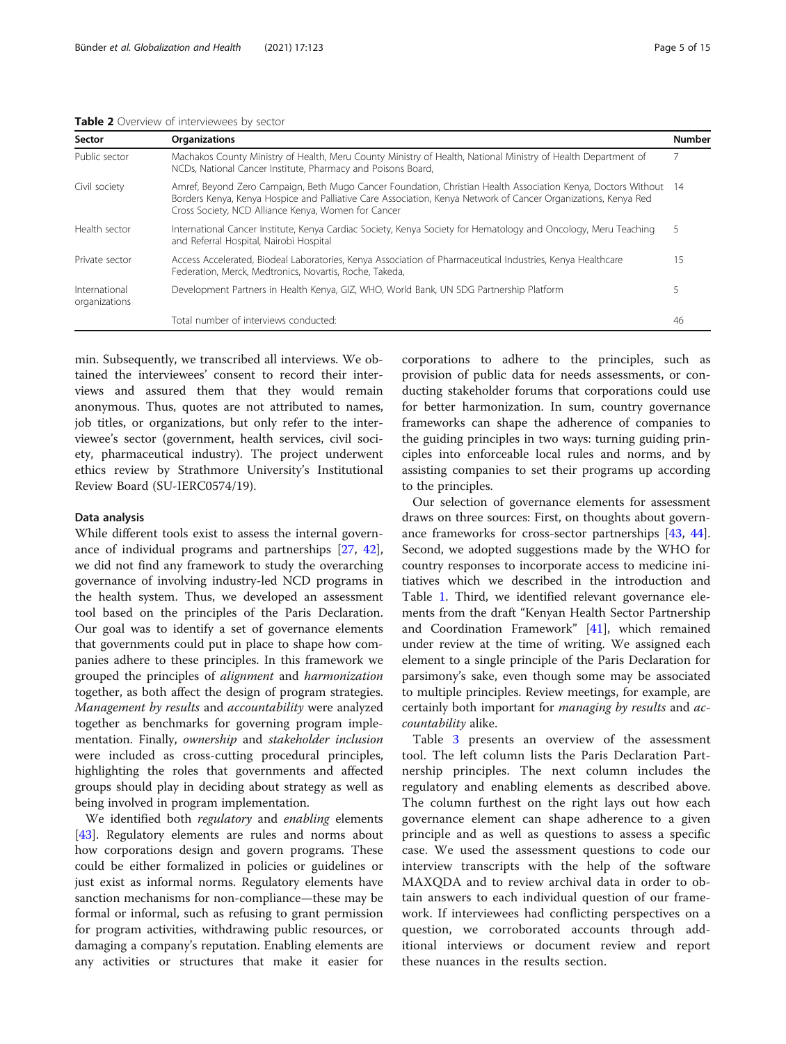**Table 2** Overview of interviewees by sector

| Sector | Organizations | Number |
| --- | --- | --- |
| Public sector | Machakos County Ministry of Health, Meru County Ministry of Health, National Ministry of Health Department of NCDs, National Cancer Institute, Pharmacy and Poisons Board, | 7 |
| Civil society | Amref, Beyond Zero Campaign, Beth Mugo Cancer Foundation, Christian Health Association Kenya, Doctors Without Borders Kenya, Kenya Hospice and Palliative Care Association, Kenya Network of Cancer Organizations, Kenya Red Cross Society, NCD Alliance Kenya, Women for Cancer | 14 |
| Health sector | International Cancer Institute, Kenya Cardiac Society, Kenya Society for Hematology and Oncology, Meru Teaching and Referral Hospital, Nairobi Hospital | 5 |
| Private sector | Access Accelerated, Biodeal Laboratories, Kenya Association of Pharmaceutical Industries, Kenya Healthcare Federation, Merck, Medtronics, Novartis, Roche, Takeda, | 15 |
| International organizations | Development Partners in Health Kenya, GIZ, WHO, World Bank, UN SDG Partnership Platform | 5 |
| | Total number of interviews conducted: | 46 |

min. Subsequently, we transcribed all interviews. We obtained the interviewees' consent to record their interviews and assured them that they would remain anonymous. Thus, quotes are not attributed to names, job titles, or organizations, but only refer to the interviewee's sector (government, health services, civil society, pharmaceutical industry). The project underwent ethics review by Strathmore University's Institutional Review Board (SU-IERC0574/19).

#### Data analysis

While different tools exist to assess the internal governance of individual programs and partnerships [27, 42], we did not find any framework to study the overarching governance of involving industry-led NCD programs in the health system. Thus, we developed an assessment tool based on the principles of the Paris Declaration. Our goal was to identify a set of governance elements that governments could put in place to shape how companies adhere to these principles. In this framework we grouped the principles of *alignment* and *harmonization* together, as both affect the design of program strategies. *Management by results* and *accountability* were analyzed together as benchmarks for governing program implementation. Finally, *ownership* and *stakeholder inclusion* were included as cross-cutting procedural principles, highlighting the roles that governments and affected groups should play in deciding about strategy as well as being involved in program implementation.

We identified both *regulatory* and *enabling* elements [43]. Regulatory elements are rules and norms about how corporations design and govern programs. These could be either formalized in policies or guidelines or just exist as informal norms. Regulatory elements have sanction mechanisms for non-compliance—these may be formal or informal, such as refusing to grant permission for program activities, withdrawing public resources, or damaging a company's reputation. Enabling elements are any activities or structures that make it easier for corporations to adhere to the principles, such as provision of public data for needs assessments, or conducting stakeholder forums that corporations could use for better harmonization. In sum, country governance frameworks can shape the adherence of companies to the guiding principles in two ways: turning guiding principles into enforceable local rules and norms, and by assisting companies to set their programs up according to the principles.

Our selection of governance elements for assessment draws on three sources: First, on thoughts about governance frameworks for cross-sector partnerships [43, 44]. Second, we adopted suggestions made by the WHO for country responses to incorporate access to medicine initiatives which we described in the introduction and Table 1. Third, we identified relevant governance elements from the draft "Kenyan Health Sector Partnership and Coordination Framework" [41], which remained under review at the time of writing. We assigned each element to a single principle of the Paris Declaration for parsimony's sake, even though some may be associated to multiple principles. Review meetings, for example, are certainly both important for *managing by results* and *accountability* alike.

Table 3 presents an overview of the assessment tool. The left column lists the Paris Declaration Partnership principles. The next column includes the regulatory and enabling elements as described above. The column furthest on the right lays out how each governance element can shape adherence to a given principle and as well as questions to assess a specific case. We used the assessment questions to code our interview transcripts with the help of the software MAXQDA and to review archival data in order to obtain answers to each individual question of our framework. If interviewees had conflicting perspectives on a question, we corroborated accounts through additional interviews or document review and report these nuances in the results section.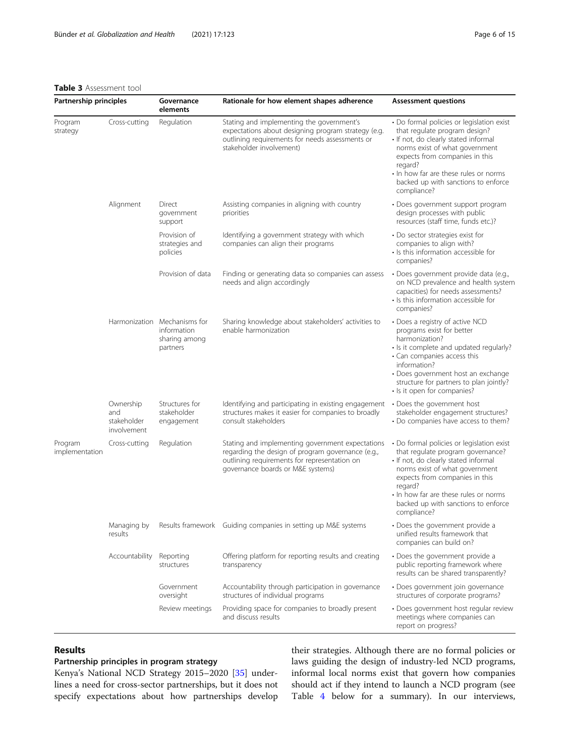**Table 3** Assessment tool

| Partnership principles | | Governance elements | Rationale for how element shapes adherence | Assessment questions |
|---|---|---|---|---|
| Program strategy | Cross-cutting | Regulation | Stating and implementing the government's expectations about designing program strategy (e.g. outlining requirements for needs assessments or stakeholder involvement) | • Do formal policies or legislation exist that regulate program design?<br>• If not, do clearly stated informal norms exist of what government expects from companies in this regard?<br>• In how far are these rules or norms backed up with sanctions to enforce compliance? |
| | Alignment | Direct government support | Assisting companies in aligning with country priorities | • Does government support program design processes with public resources (staff time, funds etc.)? |
| | | Provision of strategies and policies | Identifying a government strategy with which companies can align their programs | • Do sector strategies exist for companies to align with?<br>• Is this information accessible for companies? |
| | | Provision of data | Finding or generating data so companies can assess needs and align accordingly | • Does government provide data (e.g., on NCD prevalence and health system capacities) for needs assessments?<br>• Is this information accessible for companies? |
| | Harmonization | Mechanisms for information sharing among partners | Sharing knowledge about stakeholders' activities to enable harmonization | • Does a registry of active NCD programs exist for better harmonization?<br>• Is it complete and updated regularly?<br>• Can companies access this information?<br>• Does government host an exchange structure for partners to plan jointly?<br>• Is it open for companies? |
| | Ownership and stakeholder involvement | Structures for stakeholder engagement | Identifying and participating in existing engagement structures makes it easier for companies to broadly consult stakeholders | • Does the government host stakeholder engagement structures?<br>• Do companies have access to them? |
| Program implementation | Cross-cutting | Regulation | Stating and implementing government expectations regarding the design of program governance (e.g., outlining requirements for representation on governance boards or M&E systems) | • Do formal policies or legislation exist that regulate program governance?<br>• If not, do clearly stated informal norms exist of what government expects from companies in this regard?<br>• In how far are these rules or norms backed up with sanctions to enforce compliance? |
| | Managing by results | Results framework | Guiding companies in setting up M&E systems | • Does the government provide a unified results framework that companies can build on? |
| | Accountability | Reporting structures | Offering platform for reporting results and creating transparency | • Does the government provide a public reporting framework where results can be shared transparently? |
| | | Government oversight | Accountability through participation in governance structures of individual programs | • Does government join governance structures of corporate programs? |
| | | Review meetings | Providing space for companies to broadly present and discuss results | • Does government host regular review meetings where companies can report on progress? |

## Results

### Partnership principles in program strategy

Kenya's National NCD Strategy 2015–2020 [35] underlines a need for cross-sector partnerships, but it does not specify expectations about how partnerships develop their strategies. Although there are no formal policies or laws guiding the design of industry-led NCD programs, informal local norms exist that govern how companies should act if they intend to launch a NCD program (see Table 4 below for a summary). In our interviews,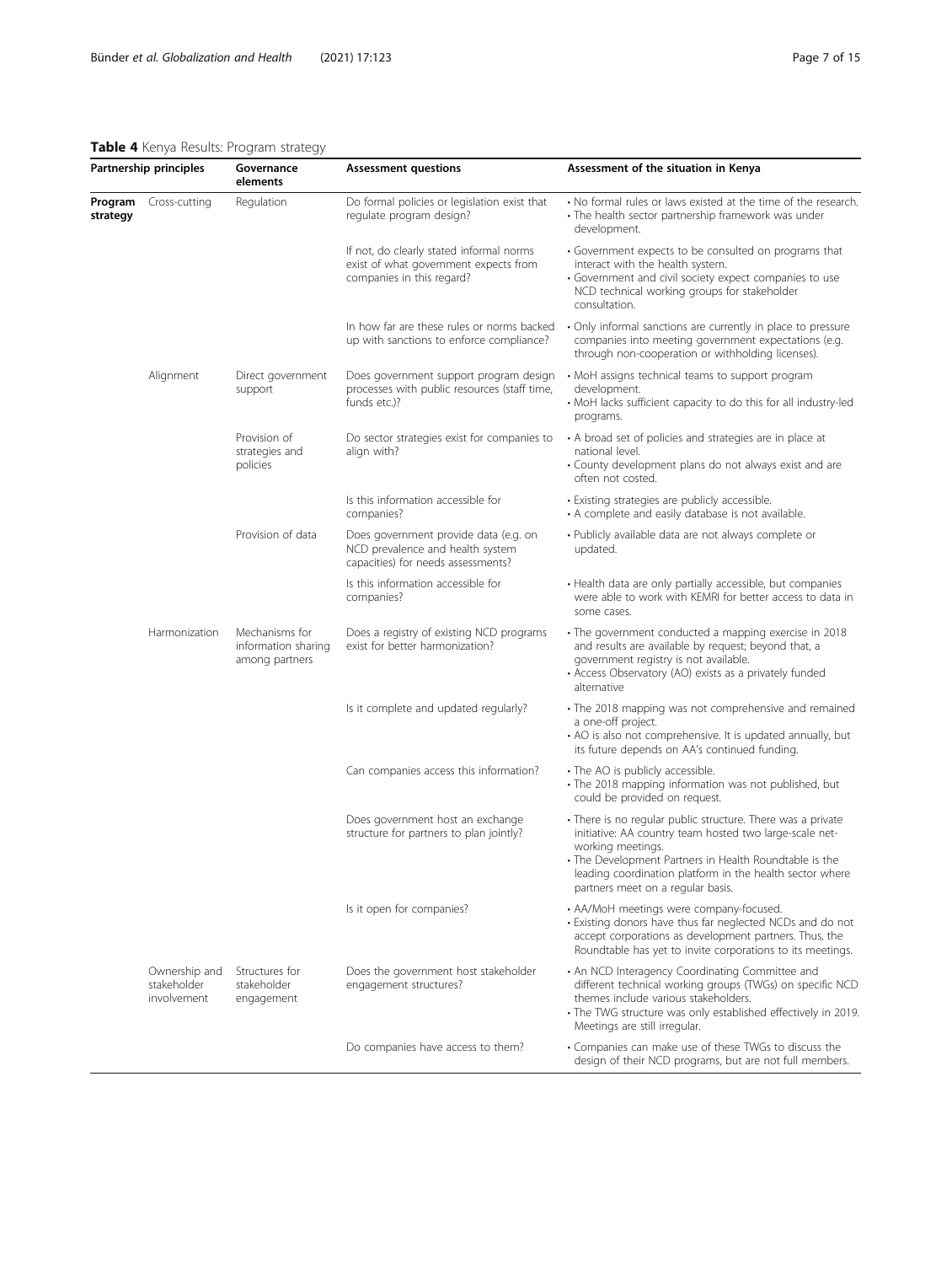**Table 4** Kenya Results: Program strategy

| Partnership principles | | Governance elements | Assessment questions | Assessment of the situation in Kenya |
|---|---|---|---|---|
| **Program strategy** | Cross-cutting | Regulation | Do formal policies or legislation exist that regulate program design? | • No formal rules or laws existed at the time of the research.<br>• The health sector partnership framework was under development. |
| | | | If not, do clearly stated informal norms exist of what government expects from companies in this regard? | • Government expects to be consulted on programs that interact with the health system.<br>• Government and civil society expect companies to use NCD technical working groups for stakeholder consultation. |
| | | | In how far are these rules or norms backed up with sanctions to enforce compliance? | • Only informal sanctions are currently in place to pressure companies into meeting government expectations (e.g. through non-cooperation or withholding licenses). |
| | Alignment | Direct government support | Does government support program design processes with public resources (staff time, funds etc.)? | • MoH assigns technical teams to support program development.<br>• MoH lacks sufficient capacity to do this for all industry-led programs. |
| | | Provision of strategies and policies | Do sector strategies exist for companies to align with? | • A broad set of policies and strategies are in place at national level.<br>• County development plans do not always exist and are often not costed. |
| | | | Is this information accessible for companies? | • Existing strategies are publicly accessible.<br>• A complete and easily database is not available. |
| | | Provision of data | Does government provide data (e.g. on NCD prevalence and health system capacities) for needs assessments? | • Publicly available data are not always complete or updated. |
| | | | Is this information accessible for companies? | • Health data are only partially accessible, but companies were able to work with KEMRI for better access to data in some cases. |
| | Harmonization | Mechanisms for information sharing among partners | Does a registry of existing NCD programs exist for better harmonization? | • The government conducted a mapping exercise in 2018 and results are available by request; beyond that, a government registry is not available.<br>• Access Observatory (AO) exists as a privately funded alternative |
| | | | Is it complete and updated regularly? | • The 2018 mapping was not comprehensive and remained a one-off project.<br>• AO is also not comprehensive. It is updated annually, but its future depends on AA's continued funding. |
| | | | Can companies access this information? | • The AO is publicly accessible.<br>• The 2018 mapping information was not published, but could be provided on request. |
| | | | Does government host an exchange structure for partners to plan jointly? | • There is no regular public structure. There was a private initiative: AA country team hosted two large-scale net-working meetings.<br>• The Development Partners in Health Roundtable is the leading coordination platform in the health sector where partners meet on a regular basis. |
| | | | Is it open for companies? | • AA/MoH meetings were company-focused.<br>• Existing donors have thus far neglected NCDs and do not accept corporations as development partners. Thus, the Roundtable has yet to invite corporations to its meetings. |
| | Ownership and stakeholder involvement | Structures for stakeholder engagement | Does the government host stakeholder engagement structures? | • An NCD Interagency Coordinating Committee and different technical working groups (TWGs) on specific NCD themes include various stakeholders.<br>• The TWG structure was only established effectively in 2019. Meetings are still irregular. |
| | | | Do companies have access to them? | • Companies can make use of these TWGs to discuss the design of their NCD programs, but are not full members. |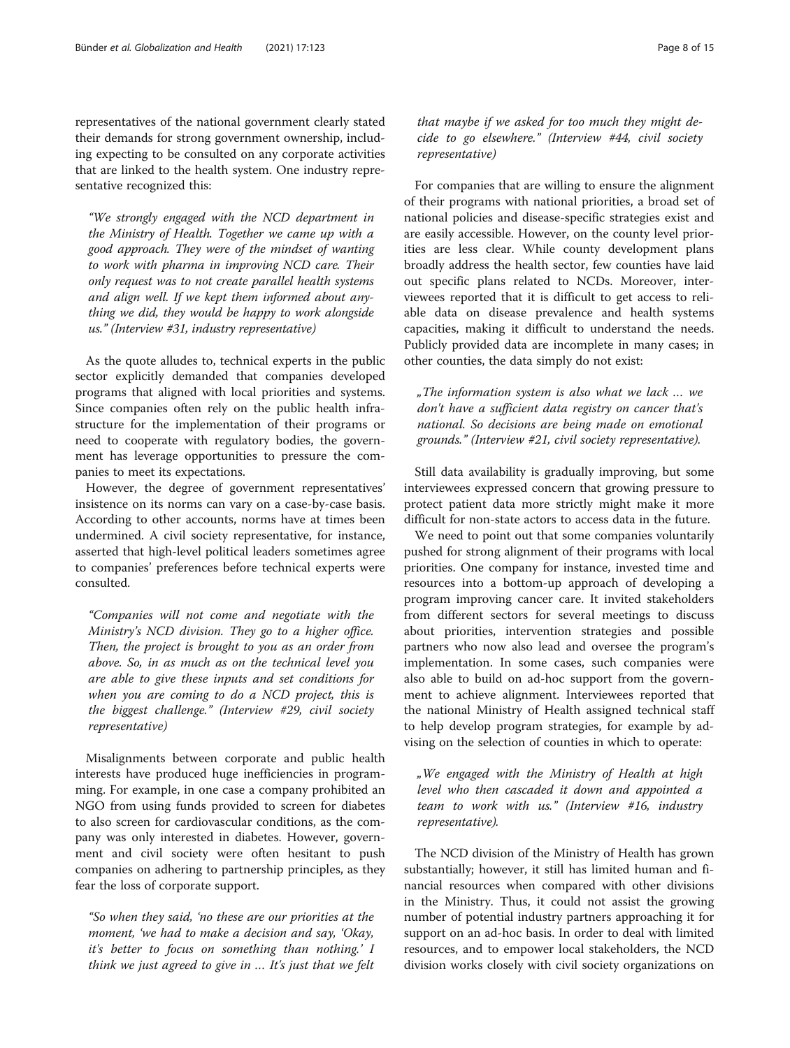representatives of the national government clearly stated their demands for strong government ownership, including expecting to be consulted on any corporate activities that are linked to the health system. One industry representative recognized this:

> *"We strongly engaged with the NCD department in the Ministry of Health. Together we came up with a good approach. They were of the mindset of wanting to work with pharma in improving NCD care. Their only request was to not create parallel health systems and align well. If we kept them informed about anything we did, they would be happy to work alongside us." (Interview #31, industry representative)*

As the quote alludes to, technical experts in the public sector explicitly demanded that companies developed programs that aligned with local priorities and systems. Since companies often rely on the public health infrastructure for the implementation of their programs or need to cooperate with regulatory bodies, the government has leverage opportunities to pressure the companies to meet its expectations.

However, the degree of government representatives' insistence on its norms can vary on a case-by-case basis. According to other accounts, norms have at times been undermined. A civil society representative, for instance, asserted that high-level political leaders sometimes agree to companies' preferences before technical experts were consulted.

> *"Companies will not come and negotiate with the Ministry's NCD division. They go to a higher office. Then, the project is brought to you as an order from above. So, in as much as on the technical level you are able to give these inputs and set conditions for when you are coming to do a NCD project, this is the biggest challenge." (Interview #29, civil society representative)*

Misalignments between corporate and public health interests have produced huge inefficiencies in programming. For example, in one case a company prohibited an NGO from using funds provided to screen for diabetes to also screen for cardiovascular conditions, as the company was only interested in diabetes. However, government and civil society were often hesitant to push companies on adhering to partnership principles, as they fear the loss of corporate support.

> *"So when they said, 'no these are our priorities at the moment, 'we had to make a decision and say, 'Okay, it's better to focus on something than nothing.' I think we just agreed to give in … It's just that we felt that maybe if we asked for too much they might decide to go elsewhere." (Interview #44, civil society representative)*

For companies that are willing to ensure the alignment of their programs with national priorities, a broad set of national policies and disease-specific strategies exist and are easily accessible. However, on the county level priorities are less clear. While county development plans broadly address the health sector, few counties have laid out specific plans related to NCDs. Moreover, interviewees reported that it is difficult to get access to reliable data on disease prevalence and health systems capacities, making it difficult to understand the needs. Publicly provided data are incomplete in many cases; in other counties, the data simply do not exist:

> *„The information system is also what we lack … we don't have a sufficient data registry on cancer that's national. So decisions are being made on emotional grounds." (Interview #21, civil society representative).*

Still data availability is gradually improving, but some interviewees expressed concern that growing pressure to protect patient data more strictly might make it more difficult for non-state actors to access data in the future.

We need to point out that some companies voluntarily pushed for strong alignment of their programs with local priorities. One company for instance, invested time and resources into a bottom-up approach of developing a program improving cancer care. It invited stakeholders from different sectors for several meetings to discuss about priorities, intervention strategies and possible partners who now also lead and oversee the program's implementation. In some cases, such companies were also able to build on ad-hoc support from the government to achieve alignment. Interviewees reported that the national Ministry of Health assigned technical staff to help develop program strategies, for example by advising on the selection of counties in which to operate:

> *„We engaged with the Ministry of Health at high level who then cascaded it down and appointed a team to work with us." (Interview #16, industry representative).*

The NCD division of the Ministry of Health has grown substantially; however, it still has limited human and financial resources when compared with other divisions in the Ministry. Thus, it could not assist the growing number of potential industry partners approaching it for support on an ad-hoc basis. In order to deal with limited resources, and to empower local stakeholders, the NCD division works closely with civil society organizations on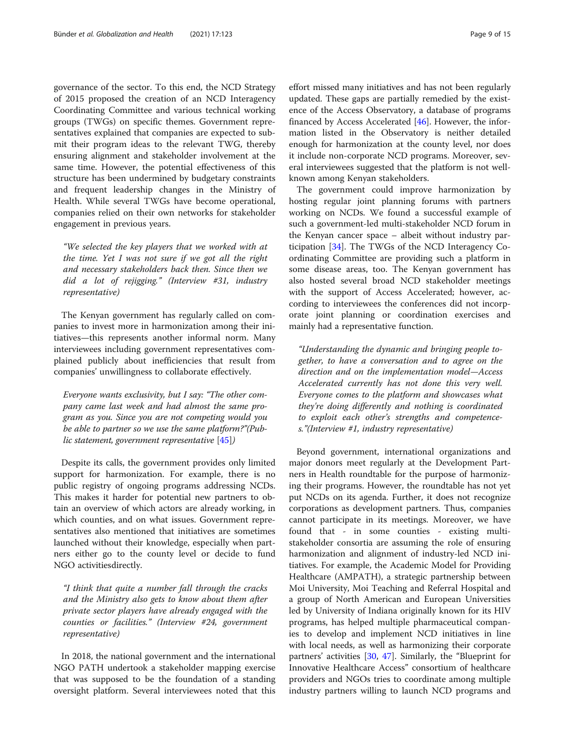governance of the sector. To this end, the NCD Strategy of 2015 proposed the creation of an NCD Interagency Coordinating Committee and various technical working groups (TWGs) on specific themes. Government representatives explained that companies are expected to submit their program ideas to the relevant TWG, thereby ensuring alignment and stakeholder involvement at the same time. However, the potential effectiveness of this structure has been undermined by budgetary constraints and frequent leadership changes in the Ministry of Health. While several TWGs have become operational, companies relied on their own networks for stakeholder engagement in previous years.

> *"We selected the key players that we worked with at the time. Yet I was not sure if we got all the right and necessary stakeholders back then. Since then we did a lot of rejigging." (Interview #31, industry representative)*

The Kenyan government has regularly called on companies to invest more in harmonization among their initiatives—this represents another informal norm. Many interviewees including government representatives complained publicly about inefficiencies that result from companies' unwillingness to collaborate effectively.

> *Everyone wants exclusivity, but I say: "The other company came last week and had almost the same program as you. Since you are not competing would you be able to partner so we use the same platform?"(Public statement, government representative [45])*

Despite its calls, the government provides only limited support for harmonization. For example, there is no public registry of ongoing programs addressing NCDs. This makes it harder for potential new partners to obtain an overview of which actors are already working, in which counties, and on what issues. Government representatives also mentioned that initiatives are sometimes launched without their knowledge, especially when partners either go to the county level or decide to fund NGO activitiesdirectly.

> *"I think that quite a number fall through the cracks and the Ministry also gets to know about them after private sector players have already engaged with the counties or facilities." (Interview #24, government representative)*

In 2018, the national government and the international NGO PATH undertook a stakeholder mapping exercise that was supposed to be the foundation of a standing oversight platform. Several interviewees noted that this effort missed many initiatives and has not been regularly updated. These gaps are partially remedied by the existence of the Access Observatory, a database of programs financed by Access Accelerated [46]. However, the information listed in the Observatory is neither detailed enough for harmonization at the county level, nor does it include non-corporate NCD programs. Moreover, several interviewees suggested that the platform is not well-known among Kenyan stakeholders.

The government could improve harmonization by hosting regular joint planning forums with partners working on NCDs. We found a successful example of such a government-led multi-stakeholder NCD forum in the Kenyan cancer space – albeit without industry participation [34]. The TWGs of the NCD Interagency Coordinating Committee are providing such a platform in some disease areas, too. The Kenyan government has also hosted several broad NCD stakeholder meetings with the support of Access Accelerated; however, according to interviewees the conferences did not incorporate joint planning or coordination exercises and mainly had a representative function.

> *"Understanding the dynamic and bringing people together, to have a conversation and to agree on the direction and on the implementation model—Access Accelerated currently has not done this very well. Everyone comes to the platform and showcases what they're doing differently and nothing is coordinated to exploit each other's strengths and competences."(Interview #1, industry representative)*

Beyond government, international organizations and major donors meet regularly at the Development Partners in Health roundtable for the purpose of harmonizing their programs. However, the roundtable has not yet put NCDs on its agenda. Further, it does not recognize corporations as development partners. Thus, companies cannot participate in its meetings. Moreover, we have found that - in some counties - existing multi-stakeholder consortia are assuming the role of ensuring harmonization and alignment of industry-led NCD initiatives. For example, the Academic Model for Providing Healthcare (AMPATH), a strategic partnership between Moi University, Moi Teaching and Referral Hospital and a group of North American and European Universities led by University of Indiana originally known for its HIV programs, has helped multiple pharmaceutical companies to develop and implement NCD initiatives in line with local needs, as well as harmonizing their corporate partners' activities [30, 47]. Similarly, the "Blueprint for Innovative Healthcare Access" consortium of healthcare providers and NGOs tries to coordinate among multiple industry partners willing to launch NCD programs and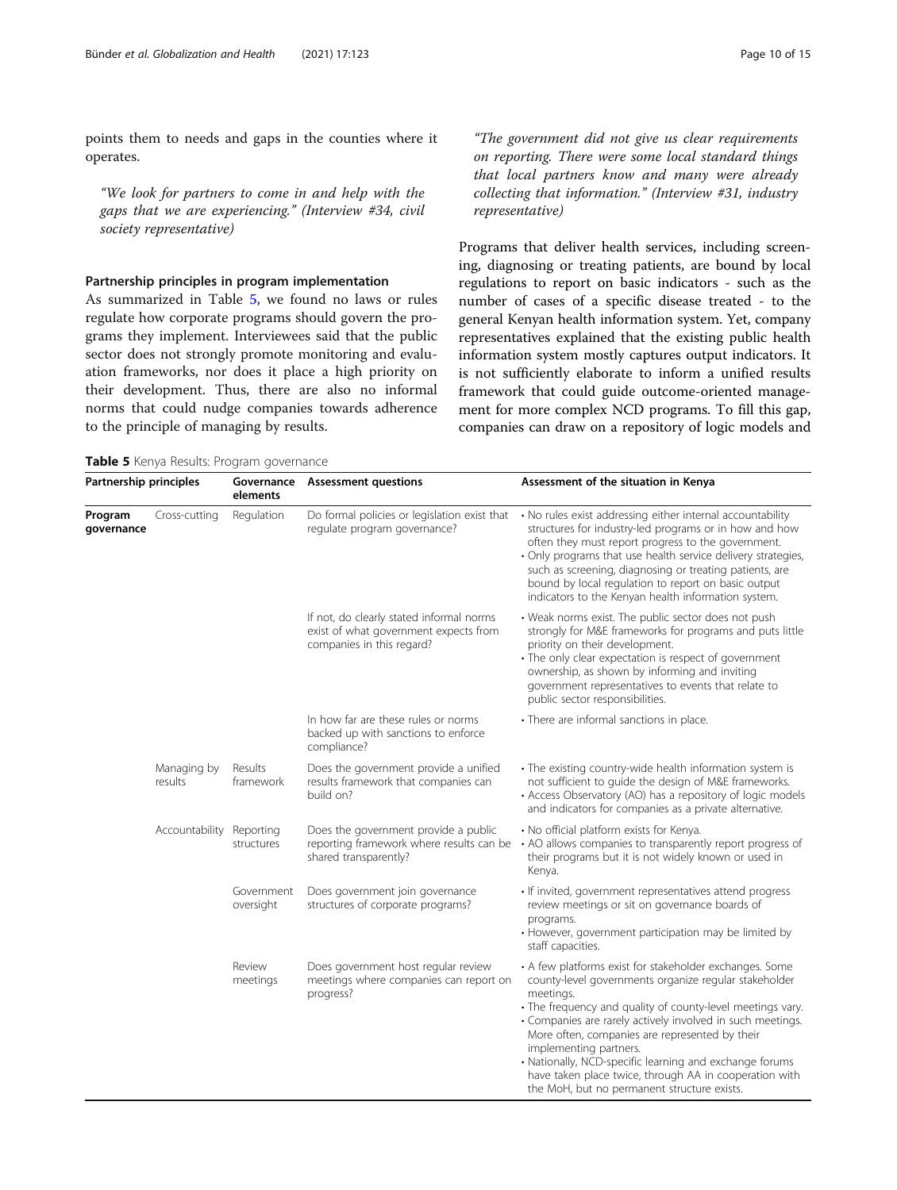points them to needs and gaps in the counties where it operates.

> *"We look for partners to come in and help with the gaps that we are experiencing." (Interview #34, civil society representative)*

#### Partnership principles in program implementation

As summarized in Table 5, we found no laws or rules regulate how corporate programs should govern the programs they implement. Interviewees said that the public sector does not strongly promote monitoring and evaluation frameworks, nor does it place a high priority on their development. Thus, there are also no informal norms that could nudge companies towards adherence to the principle of managing by results.

> *"The government did not give us clear requirements on reporting. There were some local standard things that local partners know and many were already collecting that information." (Interview #31, industry representative)*

Programs that deliver health services, including screening, diagnosing or treating patients, are bound by local regulations to report on basic indicators - such as the number of cases of a specific disease treated - to the general Kenyan health information system. Yet, company representatives explained that the existing public health information system mostly captures output indicators. It is not sufficiently elaborate to inform a unified results framework that could guide outcome-oriented management for more complex NCD programs. To fill this gap, companies can draw on a repository of logic models and

**Table 5** Kenya Results: Program governance

| Partnership principles | | Governance elements | Assessment questions | Assessment of the situation in Kenya |
|---|---|---|---|---|
| **Program governance** | Cross-cutting | Regulation | Do formal policies or legislation exist that regulate program governance? | • No rules exist addressing either internal accountability structures for industry-led programs or in how and how often they must report progress to the government.<br>• Only programs that use health service delivery strategies, such as screening, diagnosing or treating patients, are bound by local regulation to report on basic output indicators to the Kenyan health information system. |
| | | | If not, do clearly stated informal norms exist of what government expects from companies in this regard? | • Weak norms exist. The public sector does not push strongly for M&E frameworks for programs and puts little priority on their development.<br>• The only clear expectation is respect of government ownership, as shown by informing and inviting government representatives to events that relate to public sector responsibilities. |
| | | | In how far are these rules or norms backed up with sanctions to enforce compliance? | • There are informal sanctions in place. |
| | Managing by results | Results framework | Does the government provide a unified results framework that companies can build on? | • The existing country-wide health information system is not sufficient to guide the design of M&E frameworks.<br>• Access Observatory (AO) has a repository of logic models and indicators for companies as a private alternative. |
| | Accountability | Reporting structures | Does the government provide a public reporting framework where results can be shared transparently? | • No official platform exists for Kenya.<br>• AO allows companies to transparently report progress of their programs but it is not widely known or used in Kenya. |
| | | Government oversight | Does government join governance structures of corporate programs? | • If invited, government representatives attend progress review meetings or sit on governance boards of programs.<br>• However, government participation may be limited by staff capacities. |
| | | Review meetings | Does government host regular review meetings where companies can report on progress? | • A few platforms exist for stakeholder exchanges. Some county-level governments organize regular stakeholder meetings.<br>• The frequency and quality of county-level meetings vary.<br>• Companies are rarely actively involved in such meetings. More often, companies are represented by their implementing partners.<br>• Nationally, NCD-specific learning and exchange forums have taken place twice, through AA in cooperation with the MoH, but no permanent structure exists. |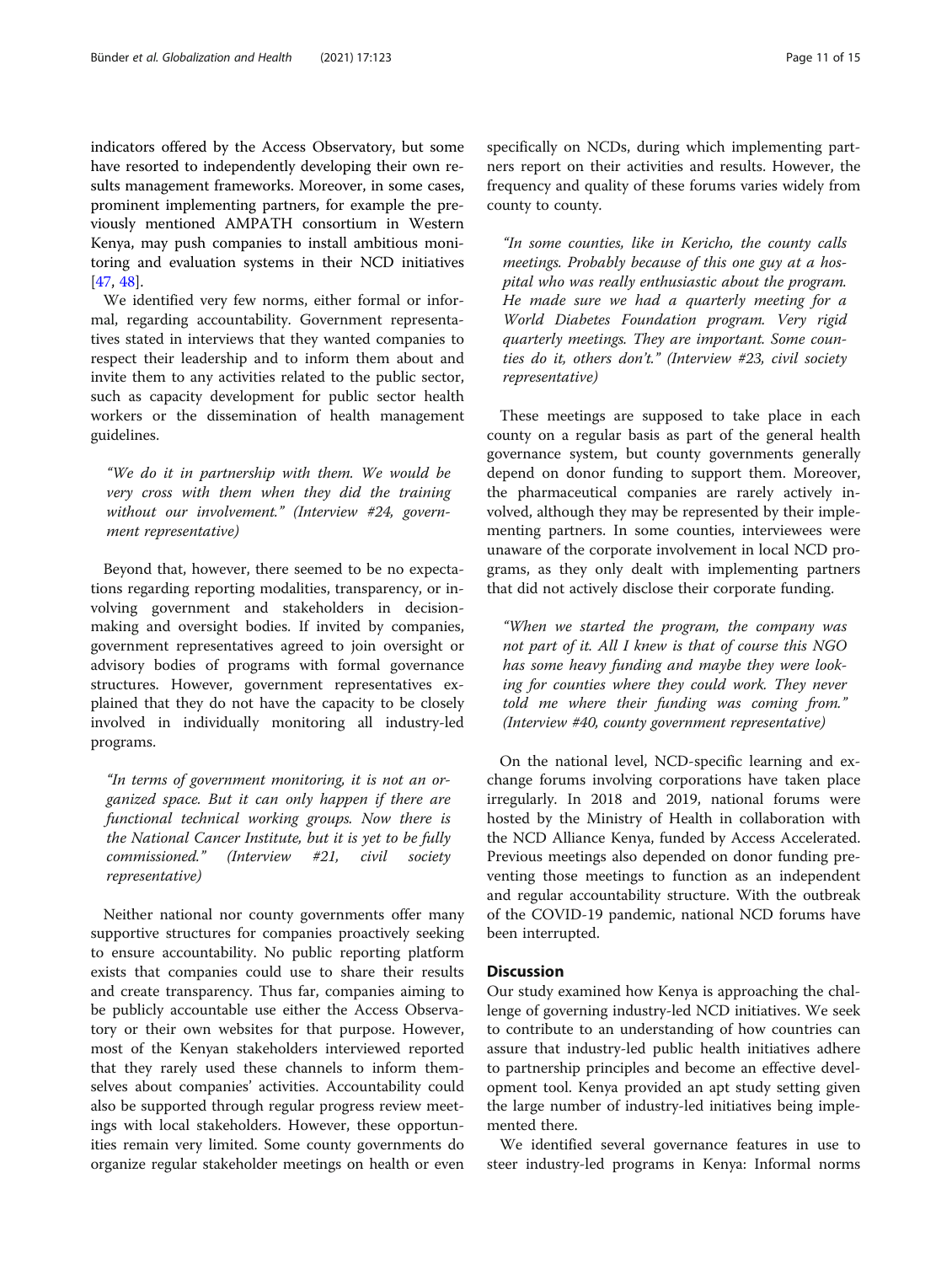indicators offered by the Access Observatory, but some have resorted to independently developing their own results management frameworks. Moreover, in some cases, prominent implementing partners, for example the previously mentioned AMPATH consortium in Western Kenya, may push companies to install ambitious monitoring and evaluation systems in their NCD initiatives [47, 48].

We identified very few norms, either formal or informal, regarding accountability. Government representatives stated in interviews that they wanted companies to respect their leadership and to inform them about and invite them to any activities related to the public sector, such as capacity development for public sector health workers or the dissemination of health management guidelines.

> *"We do it in partnership with them. We would be very cross with them when they did the training without our involvement." (Interview #24, government representative)*

Beyond that, however, there seemed to be no expectations regarding reporting modalities, transparency, or involving government and stakeholders in decision-making and oversight bodies. If invited by companies, government representatives agreed to join oversight or advisory bodies of programs with formal governance structures. However, government representatives explained that they do not have the capacity to be closely involved in individually monitoring all industry-led programs.

> *"In terms of government monitoring, it is not an organized space. But it can only happen if there are functional technical working groups. Now there is the National Cancer Institute, but it is yet to be fully commissioned." (Interview #21, civil society representative)*

Neither national nor county governments offer many supportive structures for companies proactively seeking to ensure accountability. No public reporting platform exists that companies could use to share their results and create transparency. Thus far, companies aiming to be publicly accountable use either the Access Observatory or their own websites for that purpose. However, most of the Kenyan stakeholders interviewed reported that they rarely used these channels to inform themselves about companies' activities. Accountability could also be supported through regular progress review meetings with local stakeholders. However, these opportunities remain very limited. Some county governments do organize regular stakeholder meetings on health or even specifically on NCDs, during which implementing partners report on their activities and results. However, the frequency and quality of these forums varies widely from county to county.

> *"In some counties, like in Kericho, the county calls meetings. Probably because of this one guy at a hospital who was really enthusiastic about the program. He made sure we had a quarterly meeting for a World Diabetes Foundation program. Very rigid quarterly meetings. They are important. Some counties do it, others don't." (Interview #23, civil society representative)*

These meetings are supposed to take place in each county on a regular basis as part of the general health governance system, but county governments generally depend on donor funding to support them. Moreover, the pharmaceutical companies are rarely actively involved, although they may be represented by their implementing partners. In some counties, interviewees were unaware of the corporate involvement in local NCD programs, as they only dealt with implementing partners that did not actively disclose their corporate funding.

> *"When we started the program, the company was not part of it. All I knew is that of course this NGO has some heavy funding and maybe they were looking for counties where they could work. They never told me where their funding was coming from." (Interview #40, county government representative)*

On the national level, NCD-specific learning and exchange forums involving corporations have taken place irregularly. In 2018 and 2019, national forums were hosted by the Ministry of Health in collaboration with the NCD Alliance Kenya, funded by Access Accelerated. Previous meetings also depended on donor funding preventing those meetings to function as an independent and regular accountability structure. With the outbreak of the COVID-19 pandemic, national NCD forums have been interrupted.

## Discussion

Our study examined how Kenya is approaching the challenge of governing industry-led NCD initiatives. We seek to contribute to an understanding of how countries can assure that industry-led public health initiatives adhere to partnership principles and become an effective development tool. Kenya provided an apt study setting given the large number of industry-led initiatives being implemented there.

We identified several governance features in use to steer industry-led programs in Kenya: Informal norms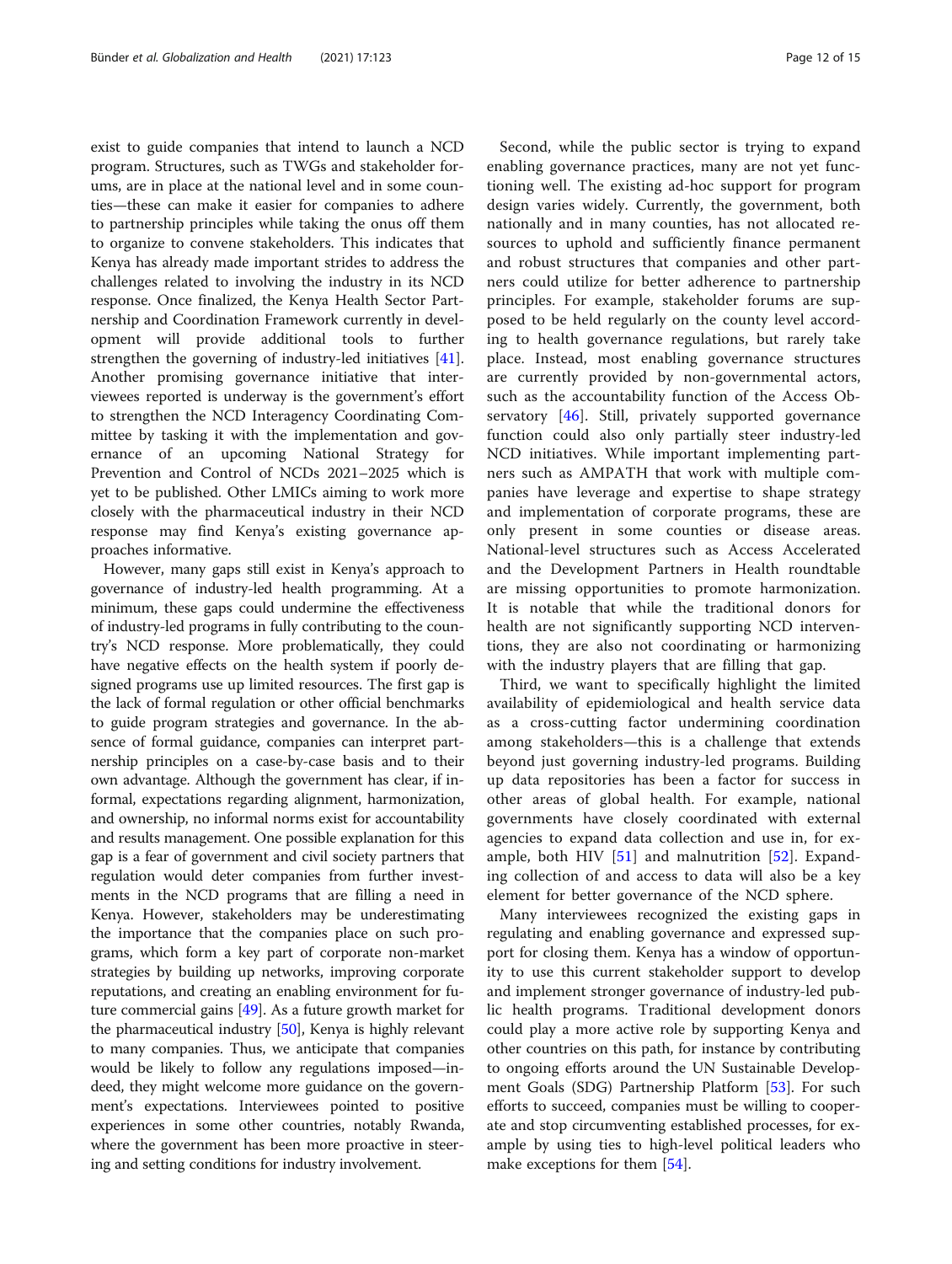exist to guide companies that intend to launch a NCD program. Structures, such as TWGs and stakeholder forums, are in place at the national level and in some counties—these can make it easier for companies to adhere to partnership principles while taking the onus off them to organize to convene stakeholders. This indicates that Kenya has already made important strides to address the challenges related to involving the industry in its NCD response. Once finalized, the Kenya Health Sector Partnership and Coordination Framework currently in development will provide additional tools to further strengthen the governing of industry-led initiatives [41]. Another promising governance initiative that interviewees reported is underway is the government's effort to strengthen the NCD Interagency Coordinating Committee by tasking it with the implementation and governance of an upcoming National Strategy for Prevention and Control of NCDs 2021–2025 which is yet to be published. Other LMICs aiming to work more closely with the pharmaceutical industry in their NCD response may find Kenya's existing governance approaches informative.

However, many gaps still exist in Kenya's approach to governance of industry-led health programming. At a minimum, these gaps could undermine the effectiveness of industry-led programs in fully contributing to the country's NCD response. More problematically, they could have negative effects on the health system if poorly designed programs use up limited resources. The first gap is the lack of formal regulation or other official benchmarks to guide program strategies and governance. In the absence of formal guidance, companies can interpret partnership principles on a case-by-case basis and to their own advantage. Although the government has clear, if informal, expectations regarding alignment, harmonization, and ownership, no informal norms exist for accountability and results management. One possible explanation for this gap is a fear of government and civil society partners that regulation would deter companies from further investments in the NCD programs that are filling a need in Kenya. However, stakeholders may be underestimating the importance that the companies place on such programs, which form a key part of corporate non-market strategies by building up networks, improving corporate reputations, and creating an enabling environment for future commercial gains [49]. As a future growth market for the pharmaceutical industry [50], Kenya is highly relevant to many companies. Thus, we anticipate that companies would be likely to follow any regulations imposed—indeed, they might welcome more guidance on the government's expectations. Interviewees pointed to positive experiences in some other countries, notably Rwanda, where the government has been more proactive in steering and setting conditions for industry involvement.

Second, while the public sector is trying to expand enabling governance practices, many are not yet functioning well. The existing ad-hoc support for program design varies widely. Currently, the government, both nationally and in many counties, has not allocated resources to uphold and sufficiently finance permanent and robust structures that companies and other partners could utilize for better adherence to partnership principles. For example, stakeholder forums are supposed to be held regularly on the county level according to health governance regulations, but rarely take place. Instead, most enabling governance structures are currently provided by non-governmental actors, such as the accountability function of the Access Observatory [46]. Still, privately supported governance function could also only partially steer industry-led NCD initiatives. While important implementing partners such as AMPATH that work with multiple companies have leverage and expertise to shape strategy and implementation of corporate programs, these are only present in some counties or disease areas. National-level structures such as Access Accelerated and the Development Partners in Health roundtable are missing opportunities to promote harmonization. It is notable that while the traditional donors for health are not significantly supporting NCD interventions, they are also not coordinating or harmonizing with the industry players that are filling that gap.

Third, we want to specifically highlight the limited availability of epidemiological and health service data as a cross-cutting factor undermining coordination among stakeholders—this is a challenge that extends beyond just governing industry-led programs. Building up data repositories has been a factor for success in other areas of global health. For example, national governments have closely coordinated with external agencies to expand data collection and use in, for example, both HIV [51] and malnutrition [52]. Expanding collection of and access to data will also be a key element for better governance of the NCD sphere.

Many interviewees recognized the existing gaps in regulating and enabling governance and expressed support for closing them. Kenya has a window of opportunity to use this current stakeholder support to develop and implement stronger governance of industry-led public health programs. Traditional development donors could play a more active role by supporting Kenya and other countries on this path, for instance by contributing to ongoing efforts around the UN Sustainable Development Goals (SDG) Partnership Platform [53]. For such efforts to succeed, companies must be willing to cooperate and stop circumventing established processes, for example by using ties to high-level political leaders who make exceptions for them [54].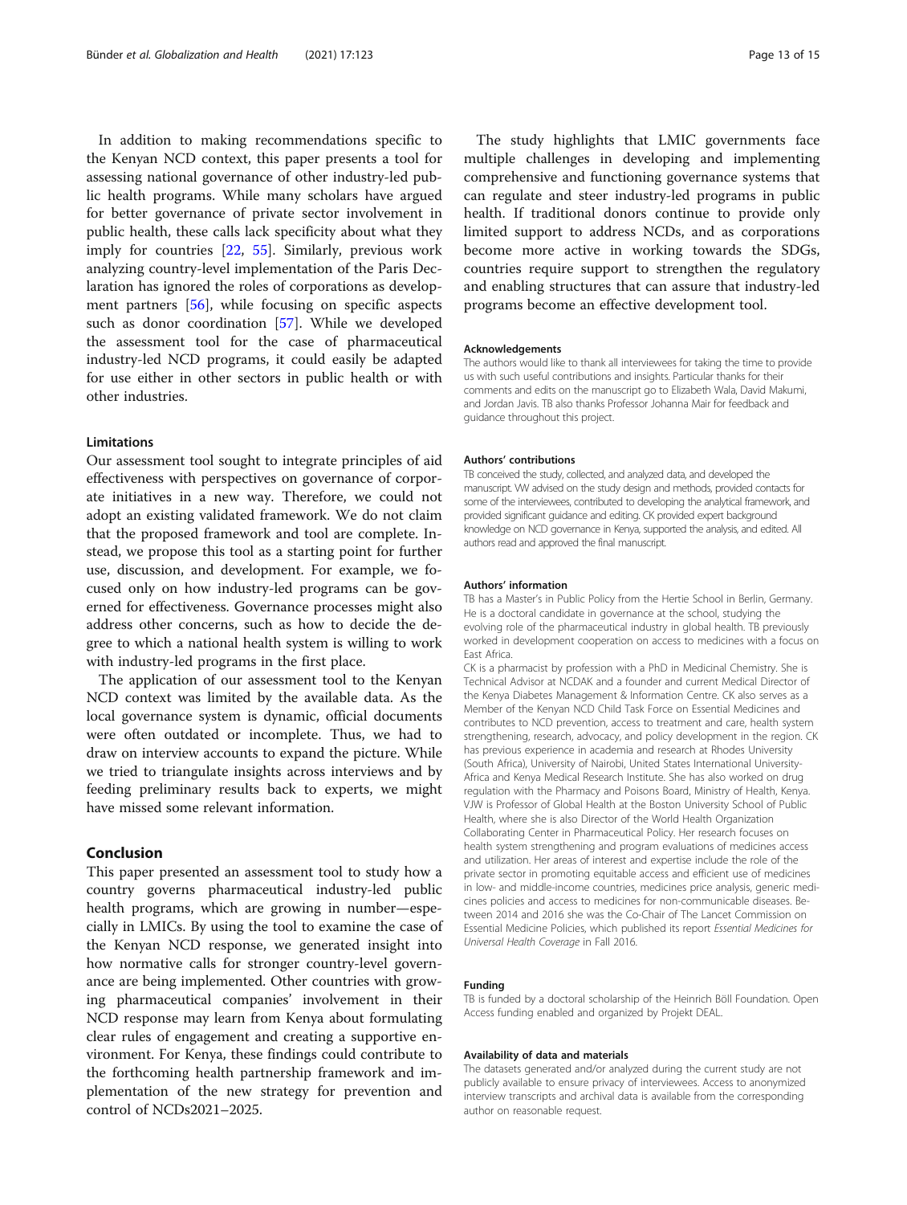In addition to making recommendations specific to the Kenyan NCD context, this paper presents a tool for assessing national governance of other industry-led public health programs. While many scholars have argued for better governance of private sector involvement in public health, these calls lack specificity about what they imply for countries [22, 55]. Similarly, previous work analyzing country-level implementation of the Paris Declaration has ignored the roles of corporations as development partners [56], while focusing on specific aspects such as donor coordination [57]. While we developed the assessment tool for the case of pharmaceutical industry-led NCD programs, it could easily be adapted for use either in other sectors in public health or with other industries.

### Limitations

Our assessment tool sought to integrate principles of aid effectiveness with perspectives on governance of corporate initiatives in a new way. Therefore, we could not adopt an existing validated framework. We do not claim that the proposed framework and tool are complete. Instead, we propose this tool as a starting point for further use, discussion, and development. For example, we focused only on how industry-led programs can be governed for effectiveness. Governance processes might also address other concerns, such as how to decide the degree to which a national health system is willing to work with industry-led programs in the first place.

The application of our assessment tool to the Kenyan NCD context was limited by the available data. As the local governance system is dynamic, official documents were often outdated or incomplete. Thus, we had to draw on interview accounts to expand the picture. While we tried to triangulate insights across interviews and by feeding preliminary results back to experts, we might have missed some relevant information.

## Conclusion

This paper presented an assessment tool to study how a country governs pharmaceutical industry-led public health programs, which are growing in number—especially in LMICs. By using the tool to examine the case of the Kenyan NCD response, we generated insight into how normative calls for stronger country-level governance are being implemented. Other countries with growing pharmaceutical companies' involvement in their NCD response may learn from Kenya about formulating clear rules of engagement and creating a supportive environment. For Kenya, these findings could contribute to the forthcoming health partnership framework and implementation of the new strategy for prevention and control of NCDs2021–2025.

The study highlights that LMIC governments face multiple challenges in developing and implementing comprehensive and functioning governance systems that can regulate and steer industry-led programs in public health. If traditional donors continue to provide only limited support to address NCDs, and as corporations become more active in working towards the SDGs, countries require support to strengthen the regulatory and enabling structures that can assure that industry-led programs become an effective development tool.

#### Acknowledgements

The authors would like to thank all interviewees for taking the time to provide us with such useful contributions and insights. Particular thanks for their comments and edits on the manuscript go to Elizabeth Wala, David Makumi, and Jordan Javis. TB also thanks Professor Johanna Mair for feedback and guidance throughout this project.

#### Authors' contributions

TB conceived the study, collected, and analyzed data, and developed the manuscript. VW advised on the study design and methods, provided contacts for some of the interviewees, contributed to developing the analytical framework, and provided significant guidance and editing. CK provided expert background knowledge on NCD governance in Kenya, supported the analysis, and edited. All authors read and approved the final manuscript.

#### Authors' information

TB has a Master's in Public Policy from the Hertie School in Berlin, Germany. He is a doctoral candidate in governance at the school, studying the evolving role of the pharmaceutical industry in global health. TB previously worked in development cooperation on access to medicines with a focus on East Africa.

CK is a pharmacist by profession with a PhD in Medicinal Chemistry. She is Technical Advisor at NCDAK and a founder and current Medical Director of the Kenya Diabetes Management & Information Centre. CK also serves as a Member of the Kenyan NCD Child Task Force on Essential Medicines and contributes to NCD prevention, access to treatment and care, health system strengthening, research, advocacy, and policy development in the region. CK has previous experience in academia and research at Rhodes University (South Africa), University of Nairobi, United States International University-Africa and Kenya Medical Research Institute. She has also worked on drug regulation with the Pharmacy and Poisons Board, Ministry of Health, Kenya.

VJW is Professor of Global Health at the Boston University School of Public Health, where she is also Director of the World Health Organization Collaborating Center in Pharmaceutical Policy. Her research focuses on health system strengthening and program evaluations of medicines access and utilization. Her areas of interest and expertise include the role of the private sector in promoting equitable access and efficient use of medicines in low- and middle-income countries, medicines price analysis, generic medicines policies and access to medicines for non-communicable diseases. Between 2014 and 2016 she was the Co-Chair of The Lancet Commission on Essential Medicine Policies, which published its report *Essential Medicines for Universal Health Coverage* in Fall 2016.

#### Funding

TB is funded by a doctoral scholarship of the Heinrich Böll Foundation. Open Access funding enabled and organized by Projekt DEAL.

#### Availability of data and materials

The datasets generated and/or analyzed during the current study are not publicly available to ensure privacy of interviewees. Access to anonymized interview transcripts and archival data is available from the corresponding author on reasonable request.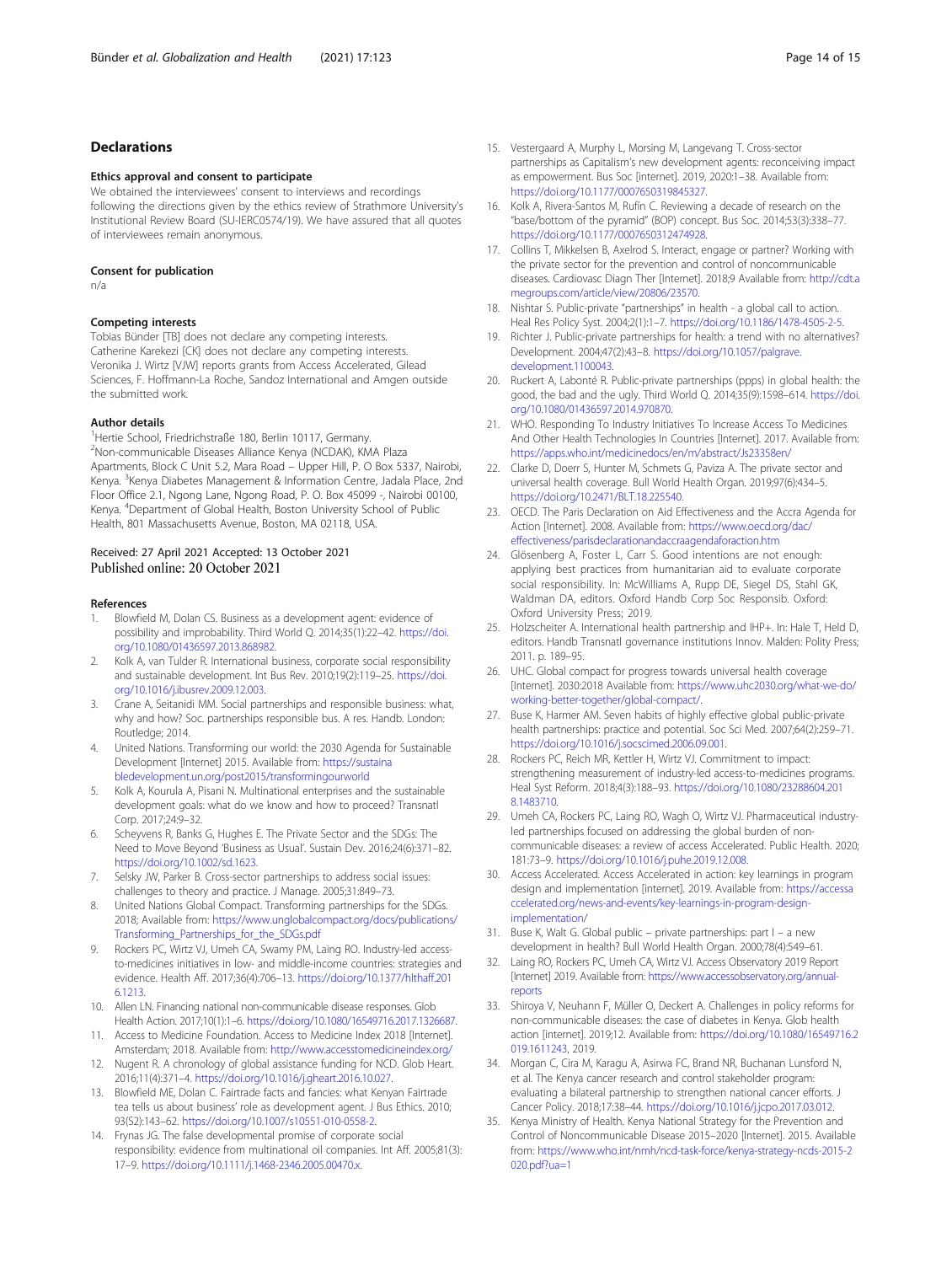## Declarations

### Ethics approval and consent to participate

We obtained the interviewees' consent to interviews and recordings following the directions given by the ethics review of Strathmore University's Institutional Review Board (SU-IERC0574/19). We have assured that all quotes of interviewees remain anonymous.

### Consent for publication

n/a

### Competing interests

Tobias Bünder [TB] does not declare any competing interests.
Catherine Karekezi [CK] does not declare any competing interests.
Veronika J. Wirtz [VJW] reports grants from Access Accelerated, Gilead Sciences, F. Hoffmann-La Roche, Sandoz International and Amgen outside the submitted work.

### Author details

[1]Hertie School, Friedrichstraße 180, Berlin 10117, Germany. [2]Non-communicable Diseases Alliance Kenya (NCDAK), KMA Plaza Apartments, Block C Unit 5.2, Mara Road – Upper Hill, P. O Box 5337, Nairobi, Kenya. [3]Kenya Diabetes Management & Information Centre, Jadala Place, 2nd Floor Office 2.1, Ngong Lane, Ngong Road, P. O. Box 45099 -, Nairobi 00100, Kenya. [4]Department of Global Health, Boston University School of Public Health, 801 Massachusetts Avenue, Boston, MA 02118, USA.

Received: 27 April 2021 Accepted: 13 October 2021
Published online: 20 October 2021

### References

1. Blowfield M, Dolan CS. Business as a development agent: evidence of possibility and improbability. Third World Q. 2014;35(1):22–42. https://doi.org/10.1080/01436597.2013.868982.
2. Kolk A, van Tulder R. International business, corporate social responsibility and sustainable development. Int Bus Rev. 2010;19(2):119–25. https://doi.org/10.1016/j.ibusrev.2009.12.003.
3. Crane A, Seitanidi MM. Social partnerships and responsible business: what, why and how? Soc. partnerships responsible bus. A res. Handb. London: Routledge; 2014.
4. United Nations. Transforming our world: the 2030 Agenda for Sustainable Development [Internet] 2015. Available from: https://sustainabledevelopment.un.org/post2015/transformingourworld
5. Kolk A, Kourula A, Pisani N. Multinational enterprises and the sustainable development goals: what do we know and how to proceed? Transnatl Corp. 2017;24:9–32.
6. Scheyvens R, Banks G, Hughes E. The Private Sector and the SDGs: The Need to Move Beyond 'Business as Usual'. Sustain Dev. 2016;24(6):371–82. https://doi.org/10.1002/sd.1623.
7. Selsky JW, Parker B. Cross-sector partnerships to address social issues: challenges to theory and practice. J Manage. 2005;31:849–73.
8. United Nations Global Compact. Transforming partnerships for the SDGs. 2018; Available from: https://www.unglobalcompact.org/docs/publications/Transforming_Partnerships_for_the_SDGs.pdf
9. Rockers PC, Wirtz VJ, Umeh CA, Swamy PM, Laing RO. Industry-led access-to-medicines initiatives in low- and middle-income countries: strategies and evidence. Health Aff. 2017;36(4):706–13. https://doi.org/10.1377/hlthaff.2016.1213.
10. Allen LN. Financing national non-communicable disease responses. Glob Health Action. 2017;10(1):1–6. https://doi.org/10.1080/16549716.2017.1326687.
11. Access to Medicine Foundation. Access to Medicine Index 2018 [Internet]. Amsterdam; 2018. Available from: http://www.accesstomedicineindex.org/
12. Nugent R. A chronology of global assistance funding for NCD. Glob Heart. 2016;11(4):371–4. https://doi.org/10.1016/j.gheart.2016.10.027.
13. Blowfield ME, Dolan C. Fairtrade facts and fancies: what Kenyan Fairtrade tea tells us about business' role as development agent. J Bus Ethics. 2010;93(S2):143–62. https://doi.org/10.1007/s10551-010-0558-2.
14. Frynas JG. The false developmental promise of corporate social responsibility: evidence from multinational oil companies. Int Aff. 2005;81(3):17–9. https://doi.org/10.1111/j.1468-2346.2005.00470.x.
15. Vestergaard A, Murphy L, Morsing M, Langevang T. Cross-sector partnerships as Capitalism's new development agents: reconceiving impact as empowerment. Bus Soc [internet]. 2019, 2020:1–38. Available from: https://doi.org/10.1177/0007650319845327.
16. Kolk A, Rivera-Santos M, Rufín C. Reviewing a decade of research on the "base/bottom of the pyramid" (BOP) concept. Bus Soc. 2014;53(3):338–77. https://doi.org/10.1177/0007650312474928.
17. Collins T, Mikkelsen B, Axelrod S. Interact, engage or partner? Working with the private sector for the prevention and control of noncommunicable diseases. Cardiovasc Diagn Ther [Internet]. 2018;9 Available from: http://cdt.amegroups.com/article/view/20806/23570.
18. Nishtar S. Public-private "partnerships" in health - a global call to action. Heal Res Policy Syst. 2004;2(1):1–7. https://doi.org/10.1186/1478-4505-2-5.
19. Richter J. Public-private partnerships for health: a trend with no alternatives? Development. 2004;47(2):43–8. https://doi.org/10.1057/palgrave.development.1100043.
20. Ruckert A, Labonté R. Public-private partnerships (ppps) in global health: the good, the bad and the ugly. Third World Q. 2014;35(9):1598–614. https://doi.org/10.1080/01436597.2014.970870.
21. WHO. Responding To Industry Initiatives To Increase Access To Medicines And Other Health Technologies In Countries [Internet]. 2017. Available from: https://apps.who.int/medicinedocs/en/m/abstract/Js23358en/
22. Clarke D, Doerr S, Hunter M, Schmets G, Paviza A. The private sector and universal health coverage. Bull World Health Organ. 2019;97(6):434–5. https://doi.org/10.2471/BLT.18.225540.
23. OECD. The Paris Declaration on Aid Effectiveness and the Accra Agenda for Action [Internet]. 2008. Available from: https://www.oecd.org/dac/effectiveness/parisdeclarationandaccraagendaforaction.htm
24. Glösenberg A, Foster L, Carr S. Good intentions are not enough: applying best practices from humanitarian aid to evaluate corporate social responsibility. In: McWilliams A, Rupp DE, Siegel DS, Stahl GK, Waldman DA, editors. Oxford Handb Corp Soc Responsib. Oxford: Oxford University Press; 2019.
25. Holzscheiter A. International health partnership and IHP+. In: Hale T, Held D, editors. Handb Transnatl governance institutions Innov. Malden: Polity Press; 2011. p. 189–95.
26. UHC. Global compact for progress towards universal health coverage [Internet]. 2030:2018 Available from: https://www.uhc2030.org/what-we-do/working-better-together/global-compact/.
27. Buse K, Harmer AM. Seven habits of highly effective global public-private health partnerships: practice and potential. Soc Sci Med. 2007;64(2):259–71. https://doi.org/10.1016/j.socscimed.2006.09.001.
28. Rockers PC, Reich MR, Kettler H, Wirtz VJ. Commitment to impact: strengthening measurement of industry-led access-to-medicines programs. Heal Syst Reform. 2018;4(3):188–93. https://doi.org/10.1080/23288604.2018.1483710.
29. Umeh CA, Rockers PC, Laing RO, Wagh O, Wirtz VJ. Pharmaceutical industry-led partnerships focused on addressing the global burden of non-communicable diseases: a review of access Accelerated. Public Health. 2020;181:73–9. https://doi.org/10.1016/j.puhe.2019.12.008.
30. Access Accelerated. Access Accelerated in action: key learnings in program design and implementation [internet]. 2019. Available from: https://accessaccelerated.org/news-and-events/key-learnings-in-program-design-implementation/
31. Buse K, Walt G. Global public – private partnerships: part I – a new development in health? Bull World Health Organ. 2000;78(4):549–61.
32. Laing RO, Rockers PC, Umeh CA, Wirtz VJ. Access Observatory 2019 Report [Internet] 2019. Available from: https://www.accessobservatory.org/annual-reports
33. Shiroya V, Neuhann F, Müller O, Deckert A. Challenges in policy reforms for non-communicable diseases: the case of diabetes in Kenya. Glob health action [internet]. 2019;12. Available from: https://doi.org/10.1080/16549716.2019.1611243, 2019.
34. Morgan C, Cira M, Karagu A, Asirwa FC, Brand NR, Buchanan Lunsford N, et al. The Kenya cancer research and control stakeholder program: evaluating a bilateral partnership to strengthen national cancer efforts. J Cancer Policy. 2018;17:38–44. https://doi.org/10.1016/j.jcpo.2017.03.012.
35. Kenya Ministry of Health. Kenya National Strategy for the Prevention and Control of Noncommunicable Disease 2015–2020 [Internet]. 2015. Available from: https://www.who.int/nmh/ncd-task-force/kenya-strategy-ncds-2015-2020.pdf?ua=1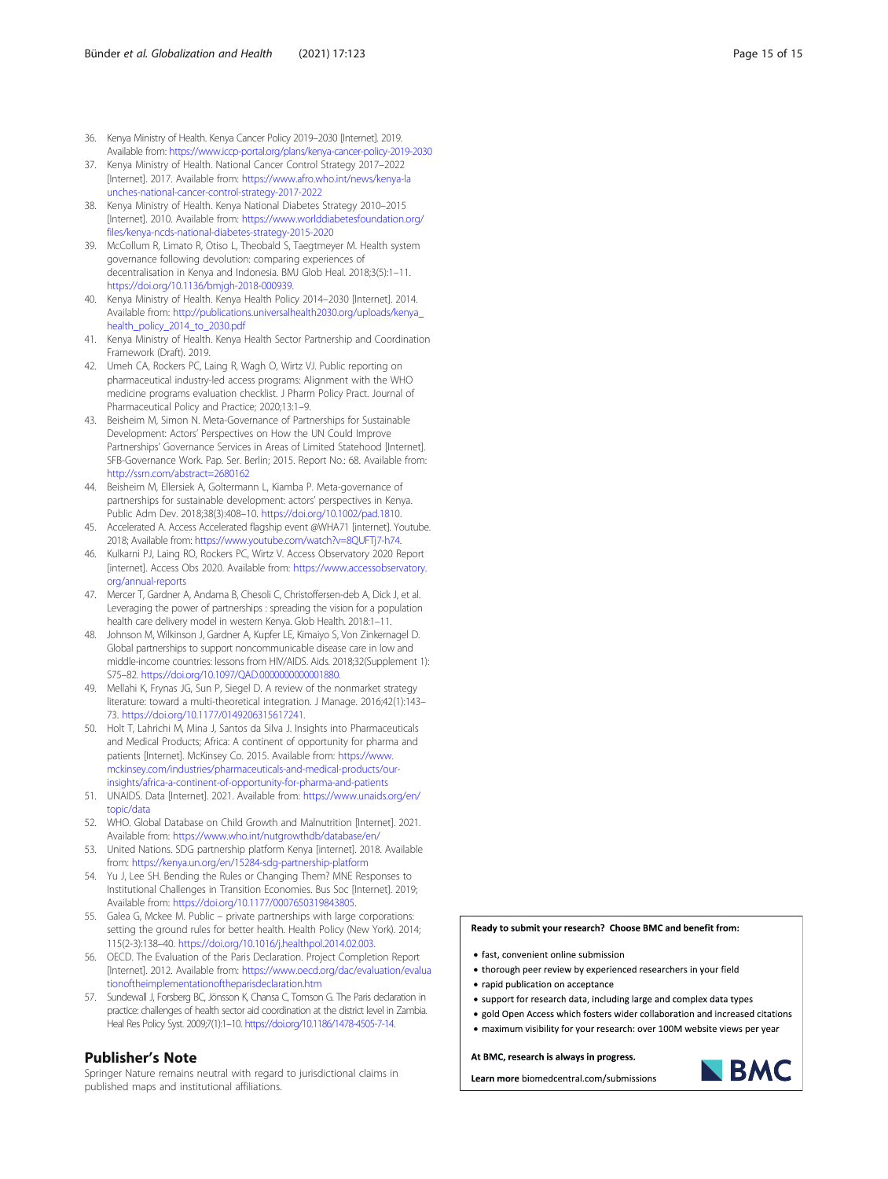36. Kenya Ministry of Health. Kenya Cancer Policy 2019–2030 [Internet]. 2019. Available from: https://www.iccp-portal.org/plans/kenya-cancer-policy-2019-2030
37. Kenya Ministry of Health. National Cancer Control Strategy 2017–2022 [Internet]. 2017. Available from: https://www.afro.who.int/news/kenya-launches-national-cancer-control-strategy-2017-2022
38. Kenya Ministry of Health. Kenya National Diabetes Strategy 2010–2015 [Internet]. 2010. Available from: https://www.worlddiabetesfoundation.org/files/kenya-ncds-national-diabetes-strategy-2015-2020
39. McCollum R, Limato R, Otiso L, Theobald S, Taegtmeyer M. Health system governance following devolution: comparing experiences of decentralisation in Kenya and Indonesia. BMJ Glob Heal. 2018;3(5):1–11. https://doi.org/10.1136/bmjgh-2018-000939.
40. Kenya Ministry of Health. Kenya Health Policy 2014–2030 [Internet]. 2014. Available from: http://publications.universalhealth2030.org/uploads/kenya_health_policy_2014_to_2030.pdf
41. Kenya Ministry of Health. Kenya Health Sector Partnership and Coordination Framework (Draft). 2019.
42. Umeh CA, Rockers PC, Laing R, Wagh O, Wirtz VJ. Public reporting on pharmaceutical industry-led access programs: Alignment with the WHO medicine programs evaluation checklist. J Pharm Policy Pract. Journal of Pharmaceutical Policy and Practice; 2020;13:1–9.
43. Beisheim M, Simon N. Meta-Governance of Partnerships for Sustainable Development: Actors' Perspectives on How the UN Could Improve Partnerships' Governance Services in Areas of Limited Statehood [Internet]. SFB-Governance Work. Pap. Ser. Berlin; 2015. Report No.: 68. Available from: http://ssrn.com/abstract=2680162
44. Beisheim M, Ellersiek A, Goltermann L, Kiamba P. Meta-governance of partnerships for sustainable development: actors' perspectives in Kenya. Public Adm Dev. 2018;38(3):408–10. https://doi.org/10.1002/pad.1810.
45. Accelerated A. Access Accelerated flagship event @WHA71 [internet]. Youtube. 2018; Available from: https://www.youtube.com/watch?v=8QUFTj7-h74.
46. Kulkarni PJ, Laing RO, Rockers PC, Wirtz V. Access Observatory 2020 Report [internet]. Access Obs 2020. Available from: https://www.accessobservatory.org/annual-reports
47. Mercer T, Gardner A, Andama B, Chesoli C, Christoffersen-deb A, Dick J, et al. Leveraging the power of partnerships : spreading the vision for a population health care delivery model in western Kenya. Glob Health. 2018:1–11.
48. Johnson M, Wilkinson J, Gardner A, Kupfer LE, Kimaiyo S, Von Zinkernagel D. Global partnerships to support noncommunicable disease care in low and middle-income countries: lessons from HIV/AIDS. Aids. 2018;32(Supplement 1): S75–82. https://doi.org/10.1097/QAD.0000000000001880.
49. Mellahi K, Frynas JG, Sun P, Siegel D. A review of the nonmarket strategy literature: toward a multi-theoretical integration. J Manage. 2016;42(1):143–73. https://doi.org/10.1177/0149206315617241.
50. Holt T, Lahrichi M, Mina J, Santos da Silva J. Insights into Pharmaceuticals and Medical Products; Africa: A continent of opportunity for pharma and patients [Internet]. McKinsey Co. 2015. Available from: https://www.mckinsey.com/industries/pharmaceuticals-and-medical-products/our-insights/africa-a-continent-of-opportunity-for-pharma-and-patients
51. UNAIDS. Data [Internet]. 2021. Available from: https://www.unaids.org/en/topic/data
52. WHO. Global Database on Child Growth and Malnutrition [Internet]. 2021. Available from: https://www.who.int/nutgrowthdb/database/en/
53. United Nations. SDG partnership platform Kenya [internet]. 2018. Available from: https://kenya.un.org/en/15284-sdg-partnership-platform
54. Yu J, Lee SH. Bending the Rules or Changing Them? MNE Responses to Institutional Challenges in Transition Economies. Bus Soc [Internet]. 2019; Available from: https://doi.org/10.1177/0007650319843805.
55. Galea G, Mckee M. Public – private partnerships with large corporations: setting the ground rules for better health. Health Policy (New York). 2014; 115(2-3):138–40. https://doi.org/10.1016/j.healthpol.2014.02.003.
56. OECD. The Evaluation of the Paris Declaration. Project Completion Report [Internet]. 2012. Available from: https://www.oecd.org/dac/evaluation/evaluationoftheimplementationoftheparisdeclaration.htm
57. Sundewall J, Forsberg BC, Jönsson K, Chansa C, Tomson G. The Paris declaration in practice: challenges of health sector aid coordination at the district level in Zambia. Heal Res Policy Syst. 2009;7(1):1–10. https://doi.org/10.1186/1478-4505-7-14.

## Publisher's Note

Springer Nature remains neutral with regard to jurisdictional claims in published maps and institutional affiliations.

**Ready to submit your research? Choose BMC and benefit from:**

- fast, convenient online submission
- thorough peer review by experienced researchers in your field
- rapid publication on acceptance
- support for research data, including large and complex data types
- gold Open Access which fosters wider collaboration and increased citations
- maximum visibility for your research: over 100M website views per year

**At BMC, research is always in progress.**

**Learn more** biomedcentral.com/submissions

BMC